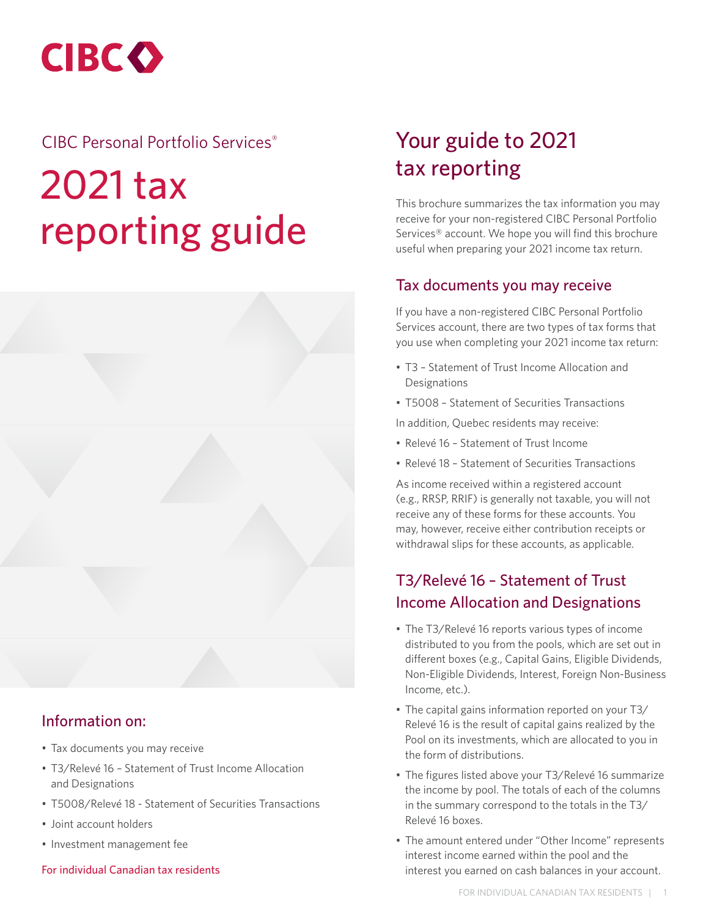CIBC

CIBC Personal Portfolio Services®

# 2021 tax reporting guide

## Information on:

- Tax documents you may receive
- T3/Relevé 16 – Statement of Trust Income Allocation and Designations
- T5008/Relevé 18 - Statement of Securities Transactions
- Joint account holders
- Investment management fee

For individual Canadian tax residents

## Your guide to 2021 tax reporting

This brochure summarizes the tax information you may receive for your non-registered CIBC Personal Portfolio Services® account. We hope you will find this brochure useful when preparing your 2021 income tax return.

### Tax documents you may receive

If you have a non-registered CIBC Personal Portfolio Services account, there are two types of tax forms that you use when completing your 2021 income tax return:

- T3 – Statement of Trust Income Allocation and Designations
- T5008 – Statement of Securities Transactions

In addition, Quebec residents may receive:

- Relevé 16 – Statement of Trust Income
- Relevé 18 – Statement of Securities Transactions

As income received within a registered account (e.g., RRSP, RRIF) is generally not taxable, you will not receive any of these forms for these accounts. You may, however, receive either contribution receipts or withdrawal slips for these accounts, as applicable.

### T3/Relevé 16 – Statement of Trust Income Allocation and Designations

- The T3/Relevé 16 reports various types of income distributed to you from the pools, which are set out in different boxes (e.g., Capital Gains, Eligible Dividends, Non-Eligible Dividends, Interest, Foreign Non-Business Income, etc.).
- The capital gains information reported on your T3/Relevé 16 is the result of capital gains realized by the Pool on its investments, which are allocated to you in the form of distributions.
- The figures listed above your T3/Relevé 16 summarize the income by pool. The totals of each of the columns in the summary correspond to the totals in the T3/Relevé 16 boxes.
- The amount entered under "Other Income" represents interest income earned within the pool and the interest you earned on cash balances in your account.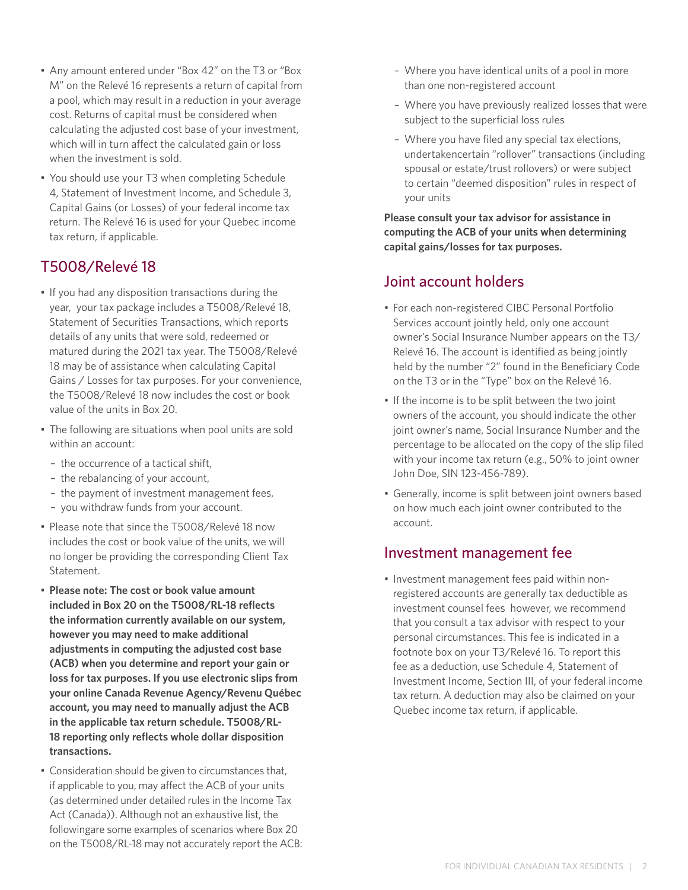- Any amount entered under "Box 42" on the T3 or "Box M" on the Relevé 16 represents a return of capital from a pool, which may result in a reduction in your average cost. Returns of capital must be considered when calculating the adjusted cost base of your investment, which will in turn affect the calculated gain or loss when the investment is sold.
- You should use your T3 when completing Schedule 4, Statement of Investment Income, and Schedule 3, Capital Gains (or Losses) of your federal income tax return. The Relevé 16 is used for your Quebec income tax return, if applicable.

## T5008/Relevé 18

- If you had any disposition transactions during the year, your tax package includes a T5008/Relevé 18, Statement of Securities Transactions, which reports details of any units that were sold, redeemed or matured during the 2021 tax year. The T5008/Relevé 18 may be of assistance when calculating Capital Gains / Losses for tax purposes. For your convenience, the T5008/Relevé 18 now includes the cost or book value of the units in Box 20.
- The following are situations when pool units are sold within an account:
  - the occurrence of a tactical shift,
  - the rebalancing of your account,
  - the payment of investment management fees,
  - you withdraw funds from your account.
- Please note that since the T5008/Relevé 18 now includes the cost or book value of the units, we will no longer be providing the corresponding Client Tax Statement.
- **Please note: The cost or book value amount included in Box 20 on the T5008/RL-18 reflects the information currently available on our system, however you may need to make additional adjustments in computing the adjusted cost base (ACB) when you determine and report your gain or loss for tax purposes. If you use electronic slips from your online Canada Revenue Agency/Revenu Québec account, you may need to manually adjust the ACB in the applicable tax return schedule. T5008/RL-18 reporting only reflects whole dollar disposition transactions.**
- Consideration should be given to circumstances that, if applicable to you, may affect the ACB of your units (as determined under detailed rules in the Income Tax Act (Canada)). Although not an exhaustive list, the followingare some examples of scenarios where Box 20 on the T5008/RL-18 may not accurately report the ACB:
  - Where you have identical units of a pool in more than one non-registered account
  - Where you have previously realized losses that were subject to the superficial loss rules
  - Where you have filed any special tax elections, undertakencertain "rollover" transactions (including spousal or estate/trust rollovers) or were subject to certain "deemed disposition" rules in respect of your units

**Please consult your tax advisor for assistance in computing the ACB of your units when determining capital gains/losses for tax purposes.**

## Joint account holders

- For each non-registered CIBC Personal Portfolio Services account jointly held, only one account owner's Social Insurance Number appears on the T3/Relevé 16. The account is identified as being jointly held by the number "2" found in the Beneficiary Code on the T3 or in the "Type" box on the Relevé 16.
- If the income is to be split between the two joint owners of the account, you should indicate the other joint owner's name, Social Insurance Number and the percentage to be allocated on the copy of the slip filed with your income tax return (e.g., 50% to joint owner John Doe, SIN 123-456-789).
- Generally, income is split between joint owners based on how much each joint owner contributed to the account.

## Investment management fee

- Investment management fees paid within non-registered accounts are generally tax deductible as investment counsel fees however, we recommend that you consult a tax advisor with respect to your personal circumstances. This fee is indicated in a footnote box on your T3/Relevé 16. To report this fee as a deduction, use Schedule 4, Statement of Investment Income, Section III, of your federal income tax return. A deduction may also be claimed on your Quebec income tax return, if applicable.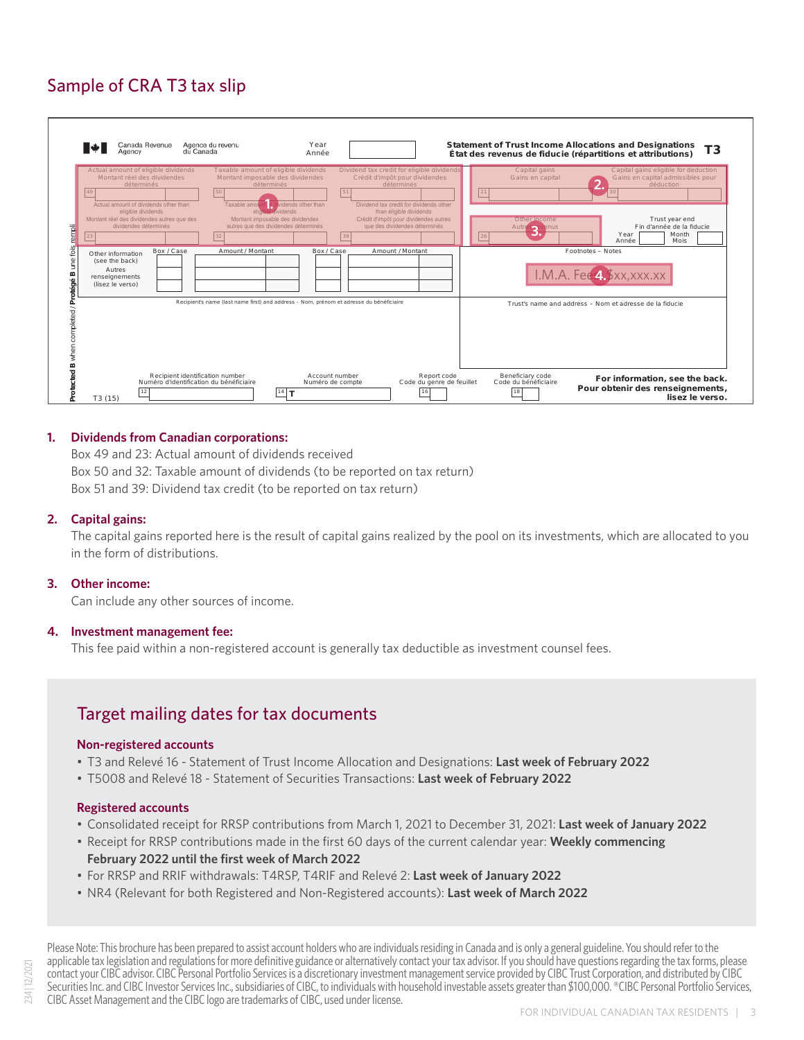## Sample of CRA T3 tax slip

Canada Revenue Agency | Agence du revenu du Canada

Year / Année

**Statement of Trust Income Allocations and Designations**
**État des revenus de fiducie (répartitions et attributions)** **T3**

| | | | | |
|---|---|---|---|---|
| Actual amount of eligible dividends / Montant réel des dividendes déterminés — 49 | Taxable amount of eligible dividends / Montant imposable des dividendes déterminés — 50 | Dividend tax credit for eligible dividends / Crédit d'impôt pour dividendes déterminés — 51 | Capital gains / Gains en capital — 21 | Capital gains eligible for deduction / Gains en capital admissibles pour déduction — 30 |
| Actual amount of dividends other than eligible dividends / Montant réel des dividendes autres que des dividendes déterminés — 23 | Taxable amount of dividends other than eligible dividends / Montant imposable des dividendes autres que des dividendes déterminés — 32 | Dividend tax credit for dividends other than eligible dividends / Crédit d'impôt pour dividendes autres que des dividendes déterminés — 39 | Other income / Autres revenus — 26 | Trust year end / Fin d'année de la fiducie — Year / Année, Month / Mois |

Other information (see the back) / Autres renseignements (lisez le verso) — Box / Case — Amount / Montant — Box / Case — Amount / Montant

Footnotes – Notes: I.M.A. Fee $xx,xxx.xx

Recipient's name (last name first) and address – Nom, prénom et adresse du bénéficiaire

Trust's name and address – Nom et adresse de la fiducie

Recipient identification number / Numéro d'identification du bénéficiaire — 12 | Account number / Numéro de compte — 14 T | Report code / Code du genre de feuillet — 16 | Beneficiary code / Code du bénéficiaire — 18

**For information, see the back.**
**Pour obtenir des renseignements, lisez le verso.**

T3 (15)

Protected B when completed / Protégé B une fois rempli

1. **Dividends from Canadian corporations:**
   Box 49 and 23: Actual amount of dividends received
   Box 50 and 32: Taxable amount of dividends (to be reported on tax return)
   Box 51 and 39: Dividend tax credit (to be reported on tax return)

2. **Capital gains:**
   The capital gains reported here is the result of capital gains realized by the pool on its investments, which are allocated to you in the form of distributions.

3. **Other income:**
   Can include any other sources of income.

4. **Investment management fee:**
   This fee paid within a non-registered account is generally tax deductible as investment counsel fees.

## Target mailing dates for tax documents

### Non-registered accounts

- T3 and Relevé 16 - Statement of Trust Income Allocation and Designations: **Last week of February 2022**
- T5008 and Relevé 18 - Statement of Securities Transactions: **Last week of February 2022**

### Registered accounts

- Consolidated receipt for RRSP contributions from March 1, 2021 to December 31, 2021: **Last week of January 2022**
- Receipt for RRSP contributions made in the first 60 days of the current calendar year: **Weekly commencing February 2022 until the first week of March 2022**
- For RRSP and RRIF withdrawals: T4RSP, T4RIF and Relevé 2: **Last week of January 2022**
- NR4 (Relevant for both Registered and Non-Registered accounts): **Last week of March 2022**

Please Note: This brochure has been prepared to assist account holders who are individuals residing in Canada and is only a general guideline. You should refer to the applicable tax legislation and regulations for more definitive guidance or alternatively contact your tax advisor. If you should have questions regarding the tax forms, please contact your CIBC advisor. CIBC Personal Portfolio Services is a discretionary investment management service provided by CIBC Trust Corporation, and distributed by CIBC Securities Inc. and CIBC Investor Services Inc., subsidiaries of CIBC, to individuals with household investable assets greater than $100,000. ®CIBC Personal Portfolio Services, CIBC Asset Management and the CIBC logo are trademarks of CIBC, used under license.

234 | 12/2021